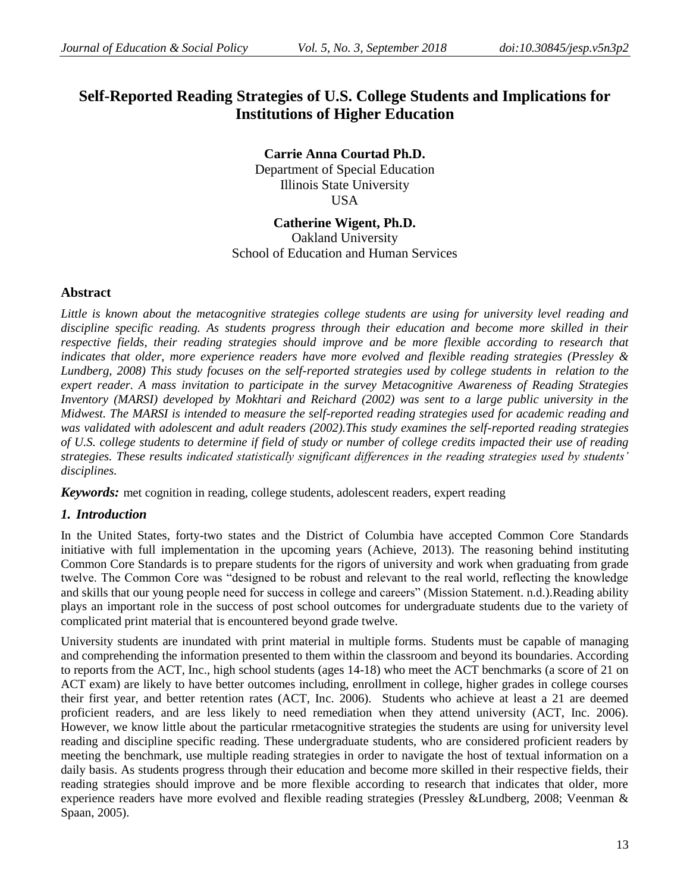# Self-Reported Reading Strategies of U.S. College Students and Implications for Institutions of Higher Education

**Carrie Anna Courtad Ph.D.**
Department of Special Education
Illinois State University
USA

**Catherine Wigent, Ph.D.**
Oakland University
School of Education and Human Services

## Abstract

*Little is known about the metacognitive strategies college students are using for university level reading and discipline specific reading. As students progress through their education and become more skilled in their respective fields, their reading strategies should improve and be more flexible according to research that indicates that older, more experience readers have more evolved and flexible reading strategies (Pressley & Lundberg, 2008) This study focuses on the self-reported strategies used by college students in relation to the expert reader. A mass invitation to participate in the survey Metacognitive Awareness of Reading Strategies Inventory (MARSI) developed by Mokhtari and Reichard (2002) was sent to a large public university in the Midwest. The MARSI is intended to measure the self-reported reading strategies used for academic reading and was validated with adolescent and adult readers (2002).This study examines the self-reported reading strategies of U.S. college students to determine if field of study or number of college credits impacted their use of reading strategies. These results indicated statistically significant differences in the reading strategies used by students' disciplines.*

***Keywords:*** met cognition in reading, college students, adolescent readers, expert reading

## *1. Introduction*

In the United States, forty-two states and the District of Columbia have accepted Common Core Standards initiative with full implementation in the upcoming years (Achieve, 2013). The reasoning behind instituting Common Core Standards is to prepare students for the rigors of university and work when graduating from grade twelve. The Common Core was "designed to be robust and relevant to the real world, reflecting the knowledge and skills that our young people need for success in college and careers" (Mission Statement. n.d.).Reading ability plays an important role in the success of post school outcomes for undergraduate students due to the variety of complicated print material that is encountered beyond grade twelve.

University students are inundated with print material in multiple forms. Students must be capable of managing and comprehending the information presented to them within the classroom and beyond its boundaries. According to reports from the ACT, Inc., high school students (ages 14-18) who meet the ACT benchmarks (a score of 21 on ACT exam) are likely to have better outcomes including, enrollment in college, higher grades in college courses their first year, and better retention rates (ACT, Inc. 2006). Students who achieve at least a 21 are deemed proficient readers, and are less likely to need remediation when they attend university (ACT, Inc. 2006). However, we know little about the particular rmetacognitive strategies the students are using for university level reading and discipline specific reading. These undergraduate students, who are considered proficient readers by meeting the benchmark, use multiple reading strategies in order to navigate the host of textual information on a daily basis. As students progress through their education and become more skilled in their respective fields, their reading strategies should improve and be more flexible according to research that indicates that older, more experience readers have more evolved and flexible reading strategies (Pressley &Lundberg, 2008; Veenman & Spaan, 2005).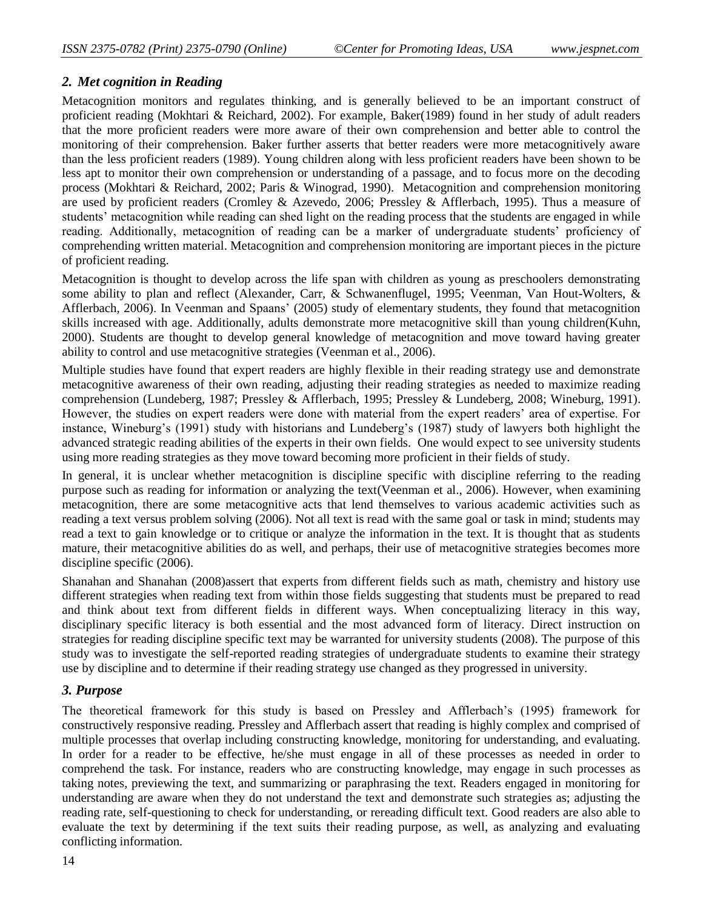## *2. Met cognition in Reading*

Metacognition monitors and regulates thinking, and is generally believed to be an important construct of proficient reading (Mokhtari & Reichard, 2002). For example, Baker(1989) found in her study of adult readers that the more proficient readers were more aware of their own comprehension and better able to control the monitoring of their comprehension. Baker further asserts that better readers were more metacognitively aware than the less proficient readers (1989). Young children along with less proficient readers have been shown to be less apt to monitor their own comprehension or understanding of a passage, and to focus more on the decoding process (Mokhtari & Reichard, 2002; Paris & Winograd, 1990). Metacognition and comprehension monitoring are used by proficient readers (Cromley & Azevedo, 2006; Pressley & Afflerbach, 1995). Thus a measure of students' metacognition while reading can shed light on the reading process that the students are engaged in while reading. Additionally, metacognition of reading can be a marker of undergraduate students' proficiency of comprehending written material. Metacognition and comprehension monitoring are important pieces in the picture of proficient reading.

Metacognition is thought to develop across the life span with children as young as preschoolers demonstrating some ability to plan and reflect (Alexander, Carr, & Schwanenflugel, 1995; Veenman, Van Hout-Wolters, & Afflerbach, 2006). In Veenman and Spaans' (2005) study of elementary students, they found that metacognition skills increased with age. Additionally, adults demonstrate more metacognitive skill than young children(Kuhn, 2000). Students are thought to develop general knowledge of metacognition and move toward having greater ability to control and use metacognitive strategies (Veenman et al., 2006).

Multiple studies have found that expert readers are highly flexible in their reading strategy use and demonstrate metacognitive awareness of their own reading, adjusting their reading strategies as needed to maximize reading comprehension (Lundeberg, 1987; Pressley & Afflerbach, 1995; Pressley & Lundeberg, 2008; Wineburg, 1991). However, the studies on expert readers were done with material from the expert readers' area of expertise. For instance, Wineburg's (1991) study with historians and Lundeberg's (1987) study of lawyers both highlight the advanced strategic reading abilities of the experts in their own fields. One would expect to see university students using more reading strategies as they move toward becoming more proficient in their fields of study.

In general, it is unclear whether metacognition is discipline specific with discipline referring to the reading purpose such as reading for information or analyzing the text(Veenman et al., 2006). However, when examining metacognition, there are some metacognitive acts that lend themselves to various academic activities such as reading a text versus problem solving (2006). Not all text is read with the same goal or task in mind; students may read a text to gain knowledge or to critique or analyze the information in the text. It is thought that as students mature, their metacognitive abilities do as well, and perhaps, their use of metacognitive strategies becomes more discipline specific (2006).

Shanahan and Shanahan (2008)assert that experts from different fields such as math, chemistry and history use different strategies when reading text from within those fields suggesting that students must be prepared to read and think about text from different fields in different ways. When conceptualizing literacy in this way, disciplinary specific literacy is both essential and the most advanced form of literacy. Direct instruction on strategies for reading discipline specific text may be warranted for university students (2008). The purpose of this study was to investigate the self-reported reading strategies of undergraduate students to examine their strategy use by discipline and to determine if their reading strategy use changed as they progressed in university.

## *3. Purpose*

The theoretical framework for this study is based on Pressley and Afflerbach's (1995) framework for constructively responsive reading. Pressley and Afflerbach assert that reading is highly complex and comprised of multiple processes that overlap including constructing knowledge, monitoring for understanding, and evaluating. In order for a reader to be effective, he/she must engage in all of these processes as needed in order to comprehend the task. For instance, readers who are constructing knowledge, may engage in such processes as taking notes, previewing the text, and summarizing or paraphrasing the text. Readers engaged in monitoring for understanding are aware when they do not understand the text and demonstrate such strategies as; adjusting the reading rate, self-questioning to check for understanding, or rereading difficult text. Good readers are also able to evaluate the text by determining if the text suits their reading purpose, as well, as analyzing and evaluating conflicting information.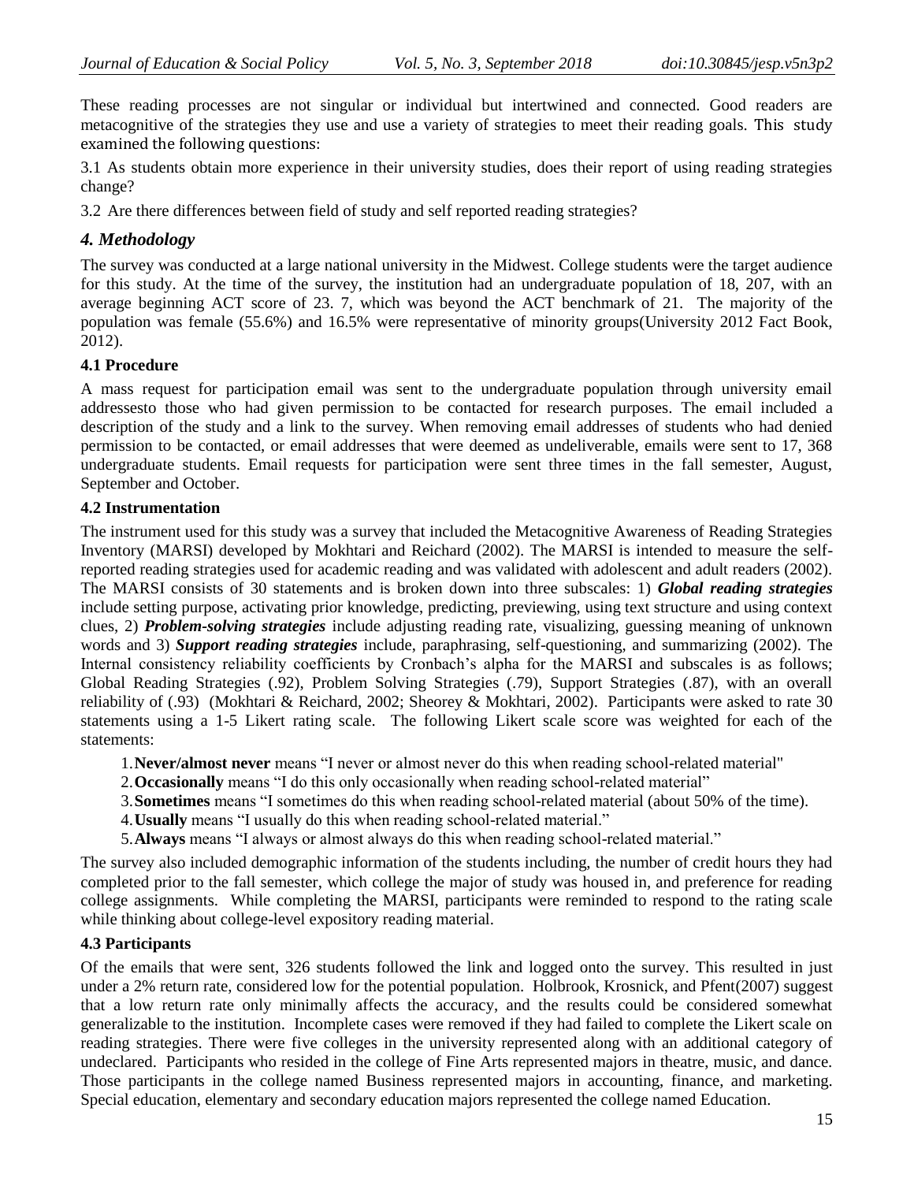These reading processes are not singular or individual but intertwined and connected. Good readers are metacognitive of the strategies they use and use a variety of strategies to meet their reading goals. This study examined the following questions:

3.1 As students obtain more experience in their university studies, does their report of using reading strategies change?

3.2 Are there differences between field of study and self reported reading strategies?

## *4. Methodology*

The survey was conducted at a large national university in the Midwest. College students were the target audience for this study. At the time of the survey, the institution had an undergraduate population of 18, 207, with an average beginning ACT score of 23. 7, which was beyond the ACT benchmark of 21. The majority of the population was female (55.6%) and 16.5% were representative of minority groups(University 2012 Fact Book, 2012).

### 4.1 Procedure

A mass request for participation email was sent to the undergraduate population through university email addressesto those who had given permission to be contacted for research purposes. The email included a description of the study and a link to the survey. When removing email addresses of students who had denied permission to be contacted, or email addresses that were deemed as undeliverable, emails were sent to 17, 368 undergraduate students. Email requests for participation were sent three times in the fall semester, August, September and October.

### 4.2 Instrumentation

The instrument used for this study was a survey that included the Metacognitive Awareness of Reading Strategies Inventory (MARSI) developed by Mokhtari and Reichard (2002). The MARSI is intended to measure the self-reported reading strategies used for academic reading and was validated with adolescent and adult readers (2002). The MARSI consists of 30 statements and is broken down into three subscales: 1) ***Global reading strategies*** include setting purpose, activating prior knowledge, predicting, previewing, using text structure and using context clues, 2) ***Problem-solving strategies*** include adjusting reading rate, visualizing, guessing meaning of unknown words and 3) ***Support reading strategies*** include, paraphrasing, self-questioning, and summarizing (2002). The Internal consistency reliability coefficients by Cronbach's alpha for the MARSI and subscales is as follows; Global Reading Strategies (.92), Problem Solving Strategies (.79), Support Strategies (.87), with an overall reliability of (.93) (Mokhtari & Reichard, 2002; Sheorey & Mokhtari, 2002). Participants were asked to rate 30 statements using a 1-5 Likert rating scale. The following Likert scale score was weighted for each of the statements:

1. **Never/almost never** means "I never or almost never do this when reading school-related material"
2. **Occasionally** means "I do this only occasionally when reading school-related material"
3. **Sometimes** means "I sometimes do this when reading school-related material (about 50% of the time).
4. **Usually** means "I usually do this when reading school-related material."
5. **Always** means "I always or almost always do this when reading school-related material."

The survey also included demographic information of the students including, the number of credit hours they had completed prior to the fall semester, which college the major of study was housed in, and preference for reading college assignments. While completing the MARSI, participants were reminded to respond to the rating scale while thinking about college-level expository reading material.

### 4.3 Participants

Of the emails that were sent, 326 students followed the link and logged onto the survey. This resulted in just under a 2% return rate, considered low for the potential population. Holbrook, Krosnick, and Pfent(2007) suggest that a low return rate only minimally affects the accuracy, and the results could be considered somewhat generalizable to the institution. Incomplete cases were removed if they had failed to complete the Likert scale on reading strategies. There were five colleges in the university represented along with an additional category of undeclared. Participants who resided in the college of Fine Arts represented majors in theatre, music, and dance. Those participants in the college named Business represented majors in accounting, finance, and marketing. Special education, elementary and secondary education majors represented the college named Education.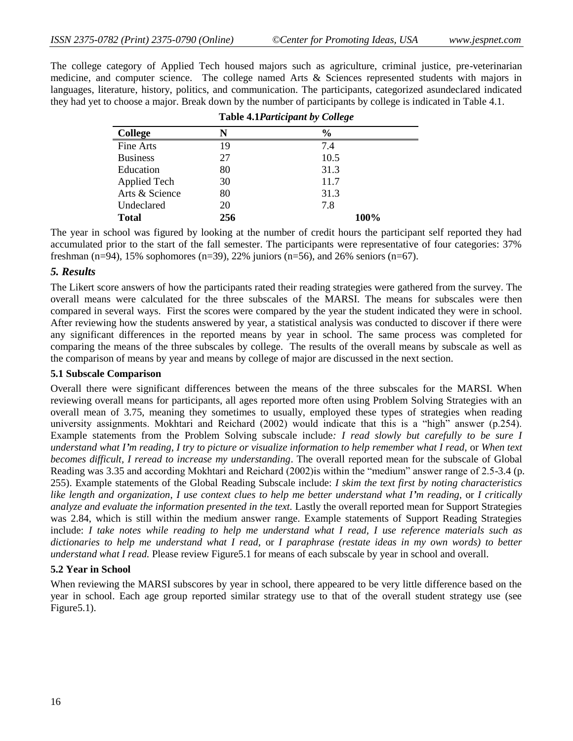The college category of Applied Tech housed majors such as agriculture, criminal justice, pre-veterinarian medicine, and computer science. The college named Arts & Sciences represented students with majors in languages, literature, history, politics, and communication. The participants, categorized asundeclared indicated they had yet to choose a major. Break down by the number of participants by college is indicated in Table 4.1.

**Table 4.1*Participant by College***

| College | N | % |
|---|---|---|
| Fine Arts | 19 | 7.4 |
| Business | 27 | 10.5 |
| Education | 80 | 31.3 |
| Applied Tech | 30 | 11.7 |
| Arts & Science | 80 | 31.3 |
| Undeclared | 20 | 7.8 |
| **Total** | **256** | **100%** |

The year in school was figured by looking at the number of credit hours the participant self reported they had accumulated prior to the start of the fall semester. The participants were representative of four categories: 37% freshman (n=94), 15% sophomores (n=39), 22% juniors (n=56), and 26% seniors (n=67).

## *5. Results*

The Likert score answers of how the participants rated their reading strategies were gathered from the survey. The overall means were calculated for the three subscales of the MARSI. The means for subscales were then compared in several ways. First the scores were compared by the year the student indicated they were in school. After reviewing how the students answered by year, a statistical analysis was conducted to discover if there were any significant differences in the reported means by year in school. The same process was completed for comparing the means of the three subscales by college. The results of the overall means by subscale as well as the comparison of means by year and means by college of major are discussed in the next section.

### 5.1 Subscale Comparison

Overall there were significant differences between the means of the three subscales for the MARSI. When reviewing overall means for participants, all ages reported more often using Problem Solving Strategies with an overall mean of 3.75, meaning they sometimes to usually, employed these types of strategies when reading university assignments. Mokhtari and Reichard (2002) would indicate that this is a "high" answer (p.254). Example statements from the Problem Solving subscale include*: I read slowly but carefully to be sure I understand what I'm reading*, *I try to picture or visualize information to help remember what I read*, or *When text becomes difficult, I reread to increase my understanding*. The overall reported mean for the subscale of Global Reading was 3.35 and according Mokhtari and Reichard (2002)is within the "medium" answer range of 2.5-3.4 (p. 255). Example statements of the Global Reading Subscale include: *I skim the text first by noting characteristics like length and organization*, *I use context clues to help me better understand what I'm reading,* or *I critically analyze and evaluate the information presented in the text.* Lastly the overall reported mean for Support Strategies was 2.84, which is still within the medium answer range. Example statements of Support Reading Strategies include: *I take notes while reading to help me understand what I read*, *I use reference materials such as dictionaries to help me understand what I read*, or *I paraphrase (restate ideas in my own words) to better understand what I read.* Please review Figure5.1 for means of each subscale by year in school and overall.

### 5.2 Year in School

When reviewing the MARSI subscores by year in school, there appeared to be very little difference based on the year in school. Each age group reported similar strategy use to that of the overall student strategy use (see Figure5.1).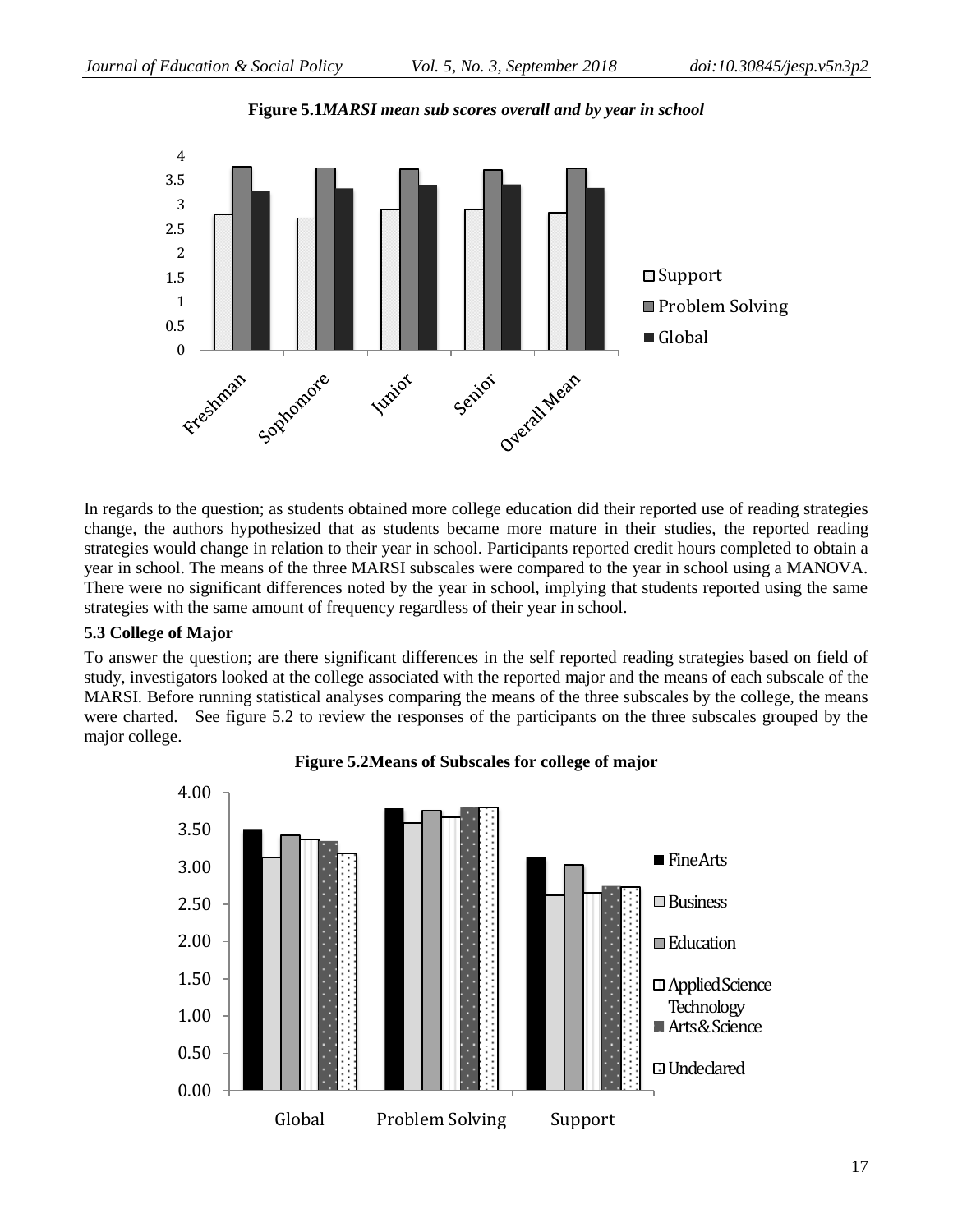**Figure 5.1*MARSI mean sub scores overall and by year in school***

In regards to the question; as students obtained more college education did their reported use of reading strategies change, the authors hypothesized that as students became more mature in their studies, the reported reading strategies would change in relation to their year in school. Participants reported credit hours completed to obtain a year in school. The means of the three MARSI subscales were compared to the year in school using a MANOVA. There were no significant differences noted by the year in school, implying that students reported using the same strategies with the same amount of frequency regardless of their year in school.

### 5.3 College of Major

To answer the question; are there significant differences in the self reported reading strategies based on field of study, investigators looked at the college associated with the reported major and the means of each subscale of the MARSI. Before running statistical analyses comparing the means of the three subscales by the college, the means were charted. See figure 5.2 to review the responses of the participants on the three subscales grouped by the major college.

**Figure 5.2Means of Subscales for college of major**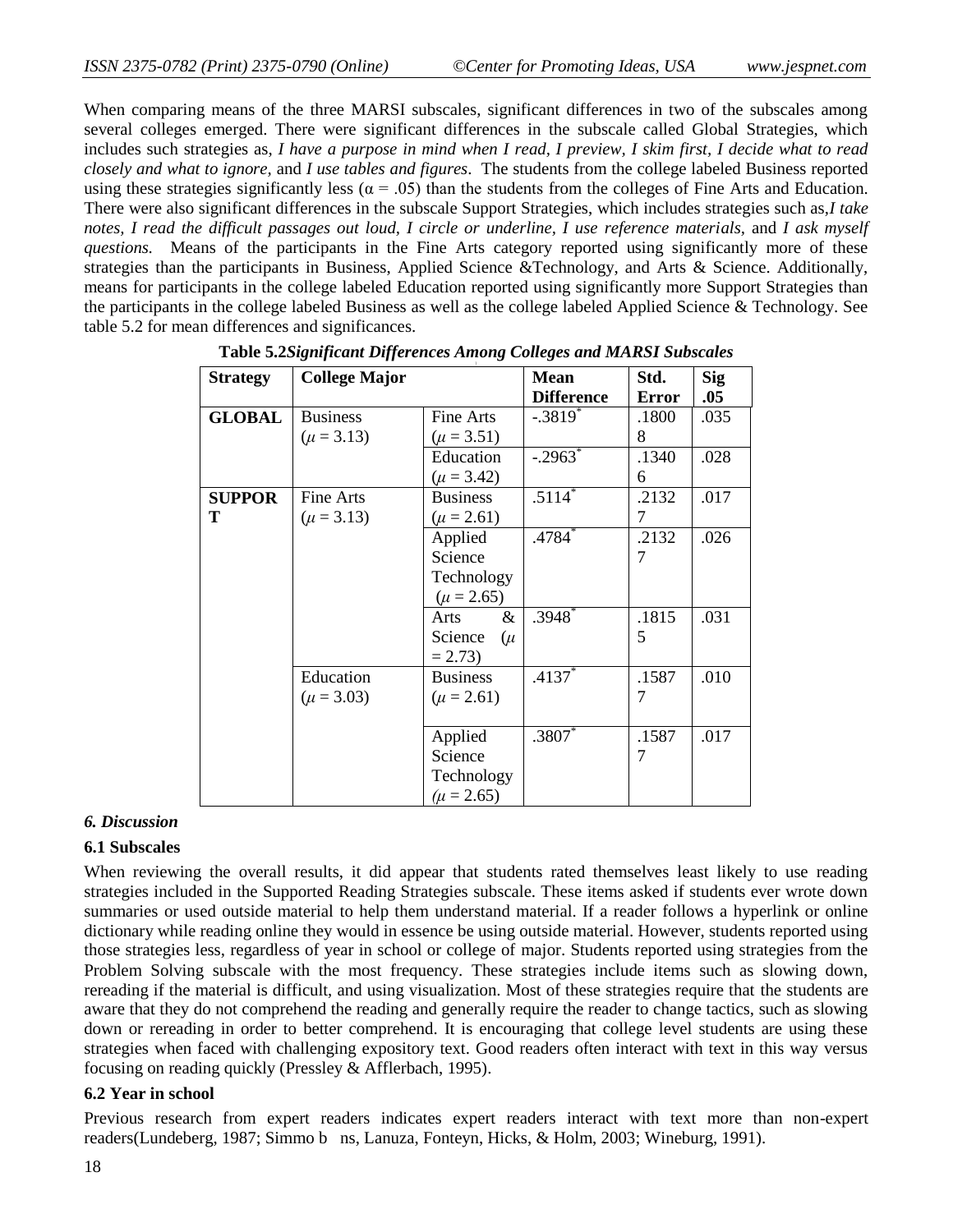When comparing means of the three MARSI subscales, significant differences in two of the subscales among several colleges emerged. There were significant differences in the subscale called Global Strategies, which includes such strategies as, *I have a purpose in mind when I read, I preview, I skim first, I decide what to read closely and what to ignore,* and *I use tables and figures*. The students from the college labeled Business reported using these strategies significantly less ($\alpha = .05$) than the students from the colleges of Fine Arts and Education. There were also significant differences in the subscale Support Strategies, which includes strategies such as,*I take notes, I read the difficult passages out loud, I circle or underline, I use reference materials,* and *I ask myself questions.* Means of the participants in the Fine Arts category reported using significantly more of these strategies than the participants in Business, Applied Science &Technology, and Arts & Science. Additionally, means for participants in the college labeled Education reported using significantly more Support Strategies than the participants in the college labeled Business as well as the college labeled Applied Science & Technology. See table 5.2 for mean differences and significances.

**Table 5.2*Significant Differences Among Colleges and MARSI Subscales***

| Strategy | College Major | | Mean Difference | Std. Error | Sig .05 |
|---|---|---|---|---|---|
| **GLOBAL** | Business ($\mu = 3.13$) | Fine Arts ($\mu = 3.51$) | -.3819* | .18008 | .035 |
| | | Education ($\mu = 3.42$) | -.2963* | .13406 | .028 |
| **SUPPORT** | Fine Arts ($\mu = 3.13$) | Business ($\mu = 2.61$) | .5114* | .21327 | .017 |
| | | Applied Science Technology ($\mu = 2.65$) | .4784* | .21327 | .026 |
| | | Arts & Science ($\mu = 2.73$) | .3948* | .18155 | .031 |
| | Education ($\mu = 3.03$) | Business ($\mu = 2.61$) | .4137* | .15877 | .010 |
| | | Applied Science Technology ($\mu = 2.65$) | .3807* | .15877 | .017 |

### *6. Discussion*

### 6.1 Subscales

When reviewing the overall results, it did appear that students rated themselves least likely to use reading strategies included in the Supported Reading Strategies subscale. These items asked if students ever wrote down summaries or used outside material to help them understand material. If a reader follows a hyperlink or online dictionary while reading online they would in essence be using outside material. However, students reported using those strategies less, regardless of year in school or college of major. Students reported using strategies from the Problem Solving subscale with the most frequency. These strategies include items such as slowing down, rereading if the material is difficult, and using visualization. Most of these strategies require that the students are aware that they do not comprehend the reading and generally require the reader to change tactics, such as slowing down or rereading in order to better comprehend. It is encouraging that college level students are using these strategies when faced with challenging expository text. Good readers often interact with text in this way versus focusing on reading quickly (Pressley & Afflerbach, 1995).

### 6.2 Year in school

Previous research from expert readers indicates expert readers interact with text more than non-expert readers(Lundeberg, 1987; Simmo b ns, Lanuza, Fonteyn, Hicks, & Holm, 2003; Wineburg, 1991).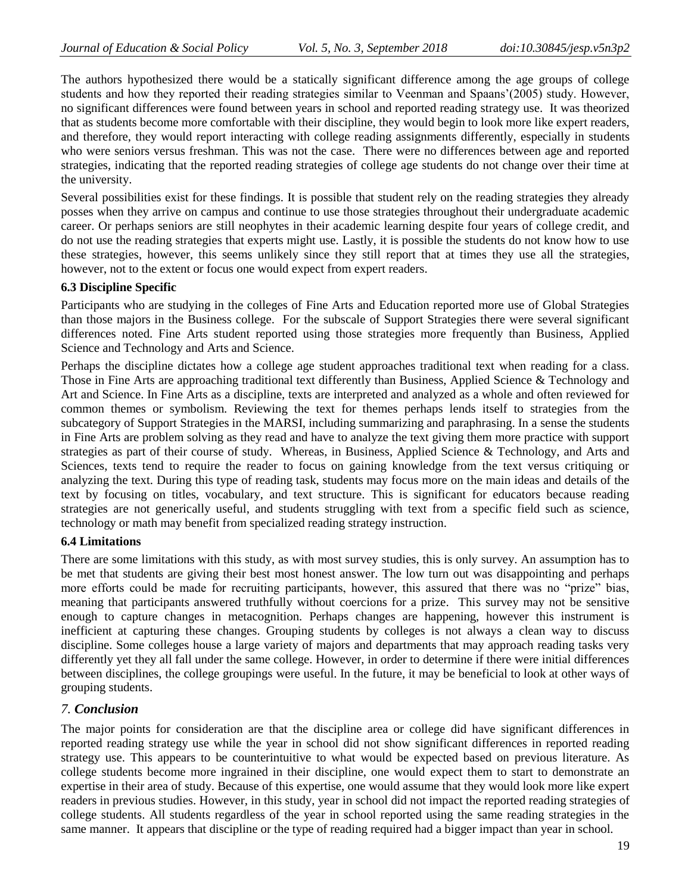The authors hypothesized there would be a statically significant difference among the age groups of college students and how they reported their reading strategies similar to Veenman and Spaans'(2005) study. However, no significant differences were found between years in school and reported reading strategy use. It was theorized that as students become more comfortable with their discipline, they would begin to look more like expert readers, and therefore, they would report interacting with college reading assignments differently, especially in students who were seniors versus freshman. This was not the case. There were no differences between age and reported strategies, indicating that the reported reading strategies of college age students do not change over their time at the university.

Several possibilities exist for these findings. It is possible that student rely on the reading strategies they already posses when they arrive on campus and continue to use those strategies throughout their undergraduate academic career. Or perhaps seniors are still neophytes in their academic learning despite four years of college credit, and do not use the reading strategies that experts might use. Lastly, it is possible the students do not know how to use these strategies, however, this seems unlikely since they still report that at times they use all the strategies, however, not to the extent or focus one would expect from expert readers.

### 6.3 Discipline Specific

Participants who are studying in the colleges of Fine Arts and Education reported more use of Global Strategies than those majors in the Business college. For the subscale of Support Strategies there were several significant differences noted. Fine Arts student reported using those strategies more frequently than Business, Applied Science and Technology and Arts and Science.

Perhaps the discipline dictates how a college age student approaches traditional text when reading for a class. Those in Fine Arts are approaching traditional text differently than Business, Applied Science & Technology and Art and Science. In Fine Arts as a discipline, texts are interpreted and analyzed as a whole and often reviewed for common themes or symbolism. Reviewing the text for themes perhaps lends itself to strategies from the subcategory of Support Strategies in the MARSI, including summarizing and paraphrasing. In a sense the students in Fine Arts are problem solving as they read and have to analyze the text giving them more practice with support strategies as part of their course of study. Whereas, in Business, Applied Science & Technology, and Arts and Sciences, texts tend to require the reader to focus on gaining knowledge from the text versus critiquing or analyzing the text. During this type of reading task, students may focus more on the main ideas and details of the text by focusing on titles, vocabulary, and text structure. This is significant for educators because reading strategies are not generically useful, and students struggling with text from a specific field such as science, technology or math may benefit from specialized reading strategy instruction.

### 6.4 Limitations

There are some limitations with this study, as with most survey studies, this is only survey. An assumption has to be met that students are giving their best most honest answer. The low turn out was disappointing and perhaps more efforts could be made for recruiting participants, however, this assured that there was no "prize" bias, meaning that participants answered truthfully without coercions for a prize. This survey may not be sensitive enough to capture changes in metacognition. Perhaps changes are happening, however this instrument is inefficient at capturing these changes. Grouping students by colleges is not always a clean way to discuss discipline. Some colleges house a large variety of majors and departments that may approach reading tasks very differently yet they all fall under the same college. However, in order to determine if there were initial differences between disciplines, the college groupings were useful. In the future, it may be beneficial to look at other ways of grouping students.

## *7. Conclusion*

The major points for consideration are that the discipline area or college did have significant differences in reported reading strategy use while the year in school did not show significant differences in reported reading strategy use. This appears to be counterintuitive to what would be expected based on previous literature. As college students become more ingrained in their discipline, one would expect them to start to demonstrate an expertise in their area of study. Because of this expertise, one would assume that they would look more like expert readers in previous studies. However, in this study, year in school did not impact the reported reading strategies of college students. All students regardless of the year in school reported using the same reading strategies in the same manner. It appears that discipline or the type of reading required had a bigger impact than year in school.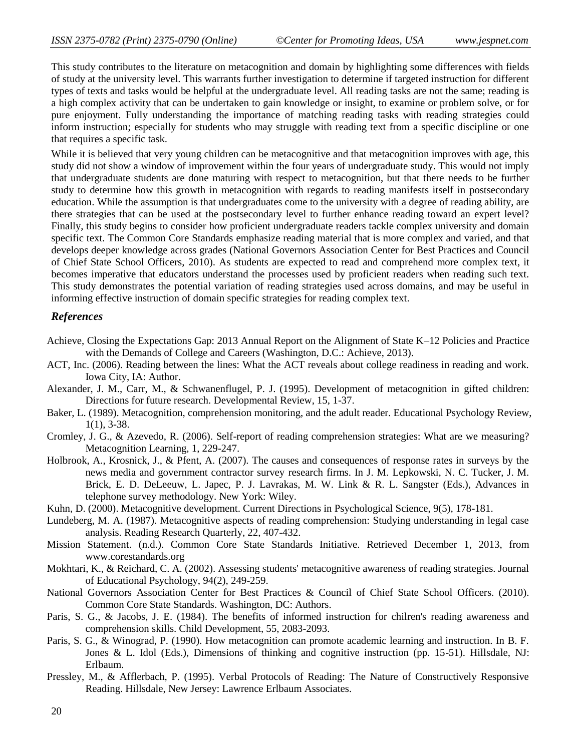This study contributes to the literature on metacognition and domain by highlighting some differences with fields of study at the university level. This warrants further investigation to determine if targeted instruction for different types of texts and tasks would be helpful at the undergraduate level. All reading tasks are not the same; reading is a high complex activity that can be undertaken to gain knowledge or insight, to examine or problem solve, or for pure enjoyment. Fully understanding the importance of matching reading tasks with reading strategies could inform instruction; especially for students who may struggle with reading text from a specific discipline or one that requires a specific task.

While it is believed that very young children can be metacognitive and that metacognition improves with age, this study did not show a window of improvement within the four years of undergraduate study. This would not imply that undergraduate students are done maturing with respect to metacognition, but that there needs to be further study to determine how this growth in metacognition with regards to reading manifests itself in postsecondary education. While the assumption is that undergraduates come to the university with a degree of reading ability, are there strategies that can be used at the postsecondary level to further enhance reading toward an expert level? Finally, this study begins to consider how proficient undergraduate readers tackle complex university and domain specific text. The Common Core Standards emphasize reading material that is more complex and varied, and that develops deeper knowledge across grades (National Governors Association Center for Best Practices and Council of Chief State School Officers, 2010). As students are expected to read and comprehend more complex text, it becomes imperative that educators understand the processes used by proficient readers when reading such text. This study demonstrates the potential variation of reading strategies used across domains, and may be useful in informing effective instruction of domain specific strategies for reading complex text.

## *References*

Achieve, Closing the Expectations Gap: 2013 Annual Report on the Alignment of State K–12 Policies and Practice with the Demands of College and Careers (Washington, D.C.: Achieve, 2013).

ACT, Inc. (2006). Reading between the lines: What the ACT reveals about college readiness in reading and work. Iowa City, IA: Author.

Alexander, J. M., Carr, M., & Schwanenflugel, P. J. (1995). Development of metacognition in gifted children: Directions for future research. Developmental Review, 15, 1-37.

Baker, L. (1989). Metacognition, comprehension monitoring, and the adult reader. Educational Psychology Review, 1(1), 3-38.

Cromley, J. G., & Azevedo, R. (2006). Self-report of reading comprehension strategies: What are we measuring? Metacognition Learning, 1, 229-247.

Holbrook, A., Krosnick, J., & Pfent, A. (2007). The causes and consequences of response rates in surveys by the news media and government contractor survey research firms. In J. M. Lepkowski, N. C. Tucker, J. M. Brick, E. D. DeLeeuw, L. Japec, P. J. Lavrakas, M. W. Link & R. L. Sangster (Eds.), Advances in telephone survey methodology. New York: Wiley.

Kuhn, D. (2000). Metacognitive development. Current Directions in Psychological Science, 9(5), 178-181.

Lundeberg, M. A. (1987). Metacognitive aspects of reading comprehension: Studying understanding in legal case analysis. Reading Research Quarterly, 22, 407-432.

Mission Statement. (n.d.). Common Core State Standards Initiative. Retrieved December 1, 2013, from www.corestandards.org

Mokhtari, K., & Reichard, C. A. (2002). Assessing students' metacognitive awareness of reading strategies. Journal of Educational Psychology, 94(2), 249-259.

National Governors Association Center for Best Practices & Council of Chief State School Officers. (2010). Common Core State Standards. Washington, DC: Authors.

Paris, S. G., & Jacobs, J. E. (1984). The benefits of informed instruction for chilren's reading awareness and comprehension skills. Child Development, 55, 2083-2093.

Paris, S. G., & Winograd, P. (1990). How metacognition can promote academic learning and instruction. In B. F. Jones & L. Idol (Eds.), Dimensions of thinking and cognitive instruction (pp. 15-51). Hillsdale, NJ: Erlbaum.

Pressley, M., & Afflerbach, P. (1995). Verbal Protocols of Reading: The Nature of Constructively Responsive Reading. Hillsdale, New Jersey: Lawrence Erlbaum Associates.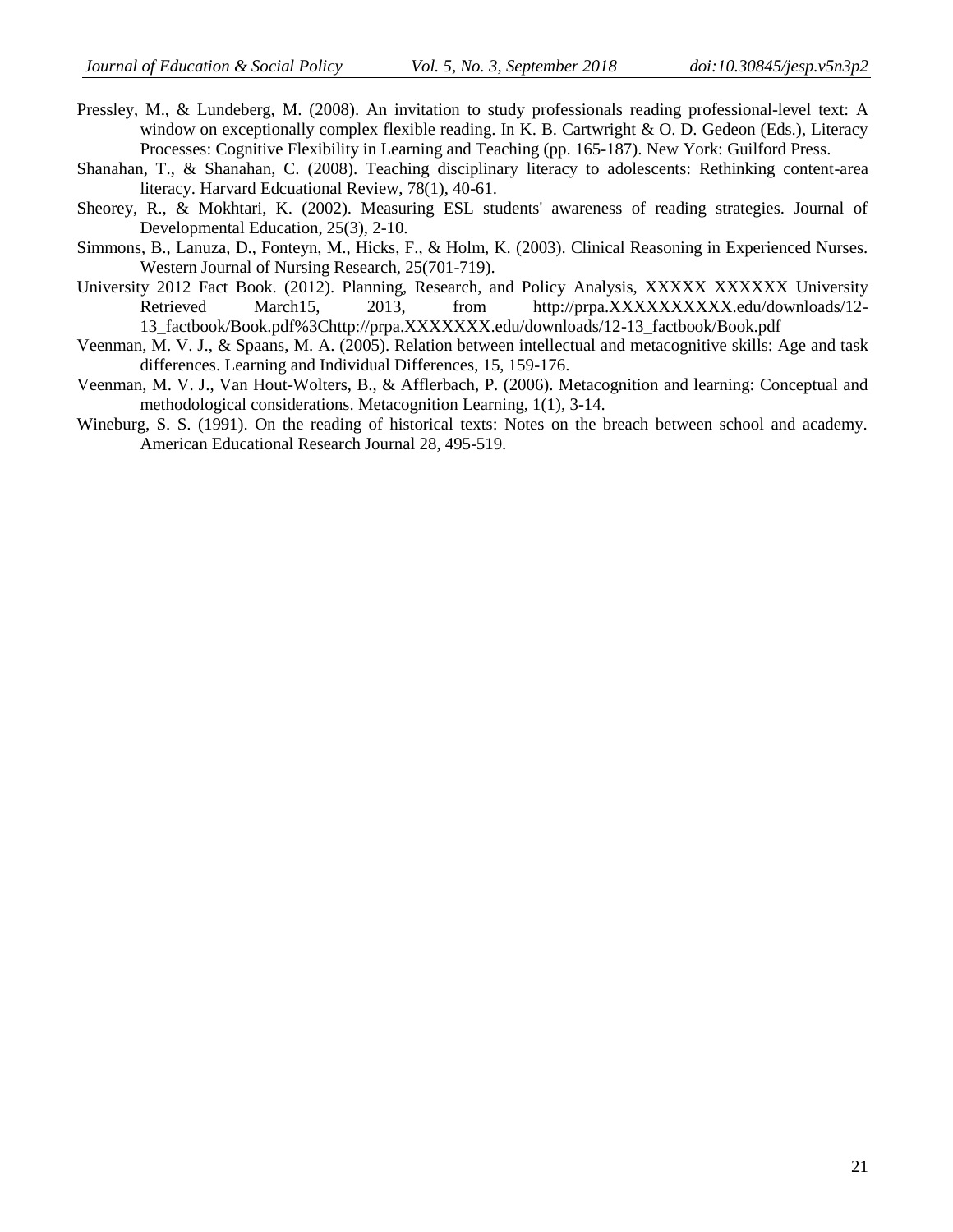Pressley, M., & Lundeberg, M. (2008). An invitation to study professionals reading professional-level text: A window on exceptionally complex flexible reading. In K. B. Cartwright & O. D. Gedeon (Eds.), Literacy Processes: Cognitive Flexibility in Learning and Teaching (pp. 165-187). New York: Guilford Press.

Shanahan, T., & Shanahan, C. (2008). Teaching disciplinary literacy to adolescents: Rethinking content-area literacy. Harvard Edcuational Review, 78(1), 40-61.

Sheorey, R., & Mokhtari, K. (2002). Measuring ESL students' awareness of reading strategies. Journal of Developmental Education, 25(3), 2-10.

Simmons, B., Lanuza, D., Fonteyn, M., Hicks, F., & Holm, K. (2003). Clinical Reasoning in Experienced Nurses. Western Journal of Nursing Research, 25(701-719).

University 2012 Fact Book. (2012). Planning, Research, and Policy Analysis, XXXXX XXXXXX University Retrieved March15, 2013, from http://prpa.XXXXXXXXXX.edu/downloads/12-13_factbook/Book.pdf%3Chttp://prpa.XXXXXXX.edu/downloads/12-13_factbook/Book.pdf

Veenman, M. V. J., & Spaans, M. A. (2005). Relation between intellectual and metacognitive skills: Age and task differences. Learning and Individual Differences, 15, 159-176.

Veenman, M. V. J., Van Hout-Wolters, B., & Afflerbach, P. (2006). Metacognition and learning: Conceptual and methodological considerations. Metacognition Learning, 1(1), 3-14.

Wineburg, S. S. (1991). On the reading of historical texts: Notes on the breach between school and academy. American Educational Research Journal 28, 495-519.